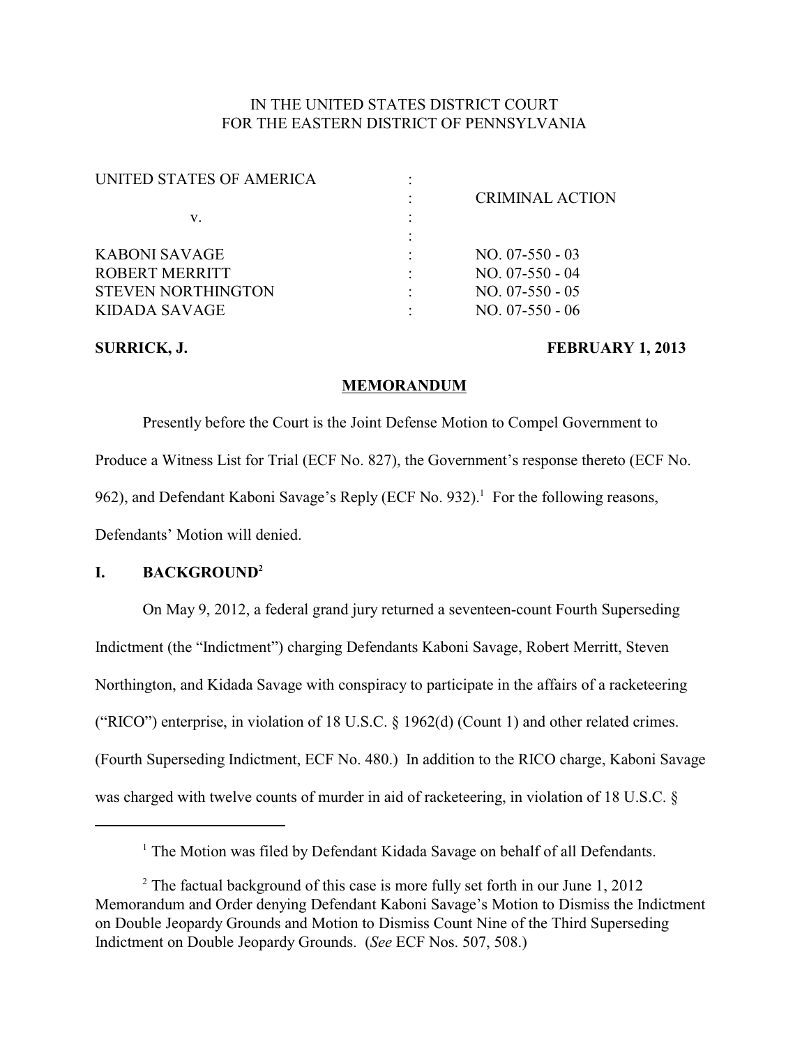IN THE UNITED STATES DISTRICT COURT
FOR THE EASTERN DISTRICT OF PENNSYLVANIA

| | | |
|---|---|---|
| UNITED STATES OF AMERICA | : | |
| | : | CRIMINAL ACTION |
| v. | : | |
| | : | |
| KABONI SAVAGE | : | NO. 07-550 - 03 |
| ROBERT MERRITT | : | NO. 07-550 - 04 |
| STEVEN NORTHINGTON | : | NO. 07-550 - 05 |
| KIDADA SAVAGE | : | NO. 07-550 - 06 |

**SURRICK, J.** **FEBRUARY 1, 2013**

**MEMORANDUM**

Presently before the Court is the Joint Defense Motion to Compel Government to Produce a Witness List for Trial (ECF No. 827), the Government's response thereto (ECF No. 962), and Defendant Kaboni Savage's Reply (ECF No. 932).[1] For the following reasons, Defendants' Motion will denied.

## I. BACKGROUND[2]

On May 9, 2012, a federal grand jury returned a seventeen-count Fourth Superseding Indictment (the "Indictment") charging Defendants Kaboni Savage, Robert Merritt, Steven Northington, and Kidada Savage with conspiracy to participate in the affairs of a racketeering ("RICO") enterprise, in violation of 18 U.S.C. § 1962(d) (Count 1) and other related crimes. (Fourth Superseding Indictment, ECF No. 480.) In addition to the RICO charge, Kaboni Savage was charged with twelve counts of murder in aid of racketeering, in violation of 18 U.S.C. §

[1] The Motion was filed by Defendant Kidada Savage on behalf of all Defendants.

[2] The factual background of this case is more fully set forth in our June 1, 2012 Memorandum and Order denying Defendant Kaboni Savage's Motion to Dismiss the Indictment on Double Jeopardy Grounds and Motion to Dismiss Count Nine of the Third Superseding Indictment on Double Jeopardy Grounds. (*See* ECF Nos. 507, 508.)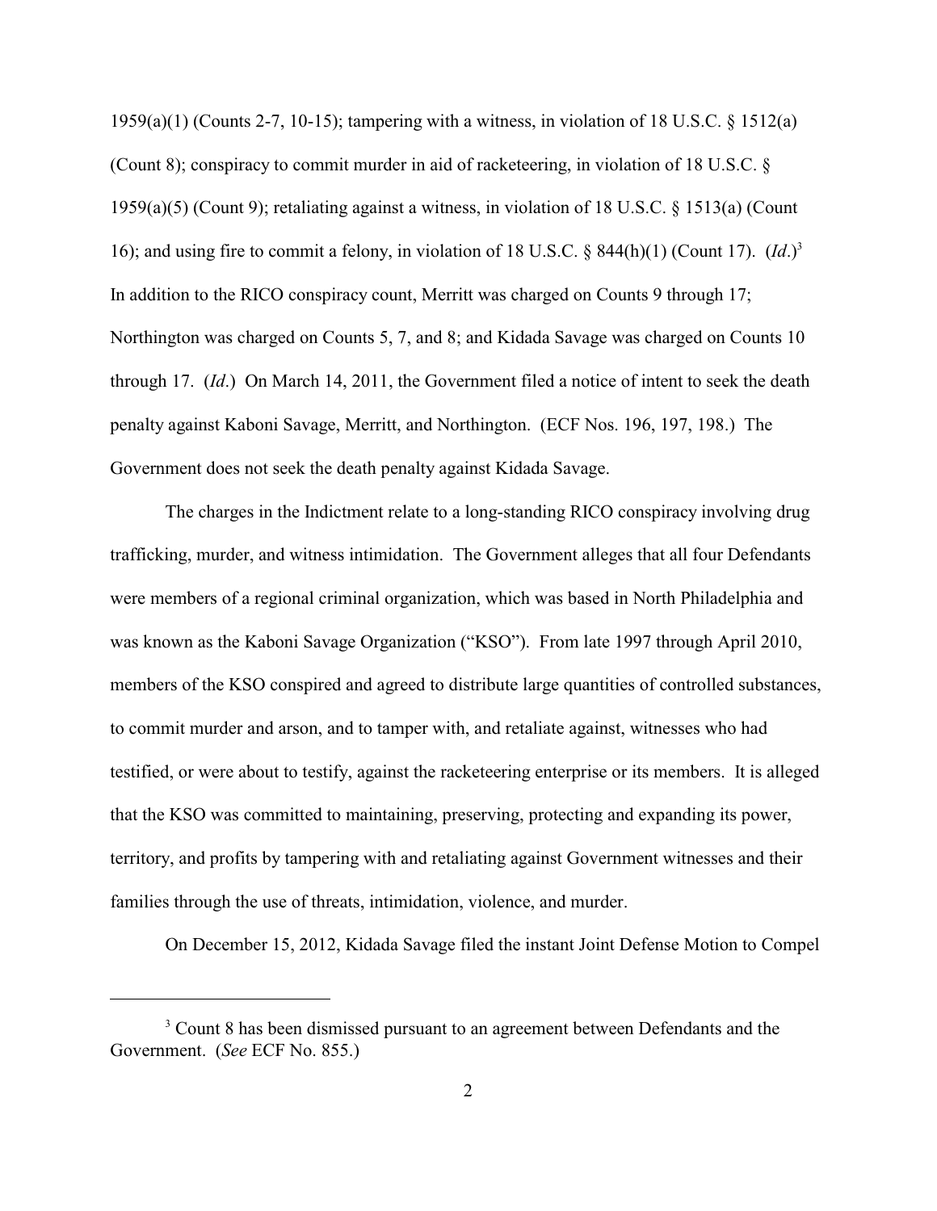1959(a)(1) (Counts 2-7, 10-15); tampering with a witness, in violation of 18 U.S.C. § 1512(a) (Count 8); conspiracy to commit murder in aid of racketeering, in violation of 18 U.S.C. § 1959(a)(5) (Count 9); retaliating against a witness, in violation of 18 U.S.C. § 1513(a) (Count 16); and using fire to commit a felony, in violation of 18 U.S.C. § 844(h)(1) (Count 17). (*Id*.)[3] In addition to the RICO conspiracy count, Merritt was charged on Counts 9 through 17; Northington was charged on Counts 5, 7, and 8; and Kidada Savage was charged on Counts 10 through 17. (*Id*.) On March 14, 2011, the Government filed a notice of intent to seek the death penalty against Kaboni Savage, Merritt, and Northington. (ECF Nos. 196, 197, 198.) The Government does not seek the death penalty against Kidada Savage.

The charges in the Indictment relate to a long-standing RICO conspiracy involving drug trafficking, murder, and witness intimidation. The Government alleges that all four Defendants were members of a regional criminal organization, which was based in North Philadelphia and was known as the Kaboni Savage Organization ("KSO"). From late 1997 through April 2010, members of the KSO conspired and agreed to distribute large quantities of controlled substances, to commit murder and arson, and to tamper with, and retaliate against, witnesses who had testified, or were about to testify, against the racketeering enterprise or its members. It is alleged that the KSO was committed to maintaining, preserving, protecting and expanding its power, territory, and profits by tampering with and retaliating against Government witnesses and their families through the use of threats, intimidation, violence, and murder.

On December 15, 2012, Kidada Savage filed the instant Joint Defense Motion to Compel

---

[3] Count 8 has been dismissed pursuant to an agreement between Defendants and the Government. (*See* ECF No. 855.)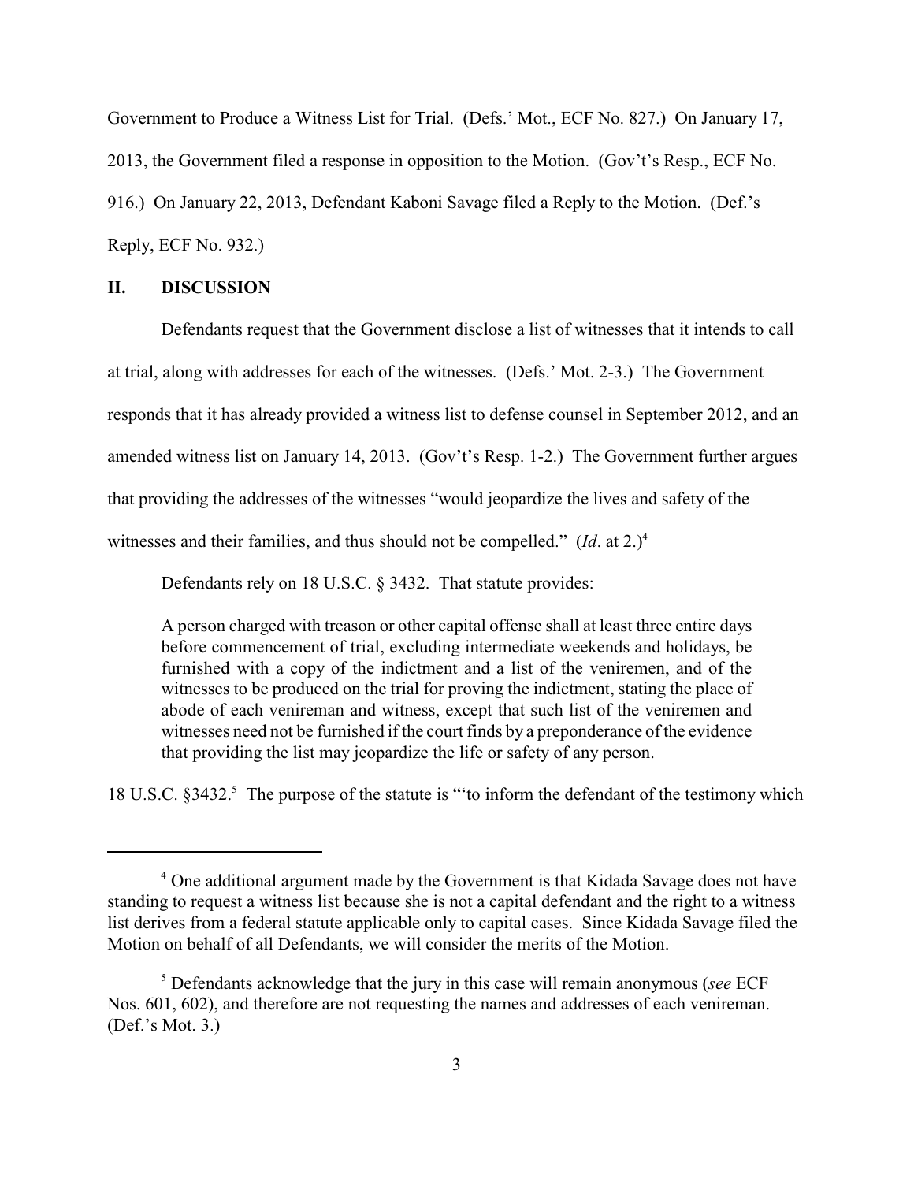Government to Produce a Witness List for Trial. (Defs.' Mot., ECF No. 827.) On January 17, 2013, the Government filed a response in opposition to the Motion. (Gov't's Resp., ECF No. 916.) On January 22, 2013, Defendant Kaboni Savage filed a Reply to the Motion. (Def.'s Reply, ECF No. 932.)

## II. DISCUSSION

Defendants request that the Government disclose a list of witnesses that it intends to call at trial, along with addresses for each of the witnesses. (Defs.' Mot. 2-3.) The Government responds that it has already provided a witness list to defense counsel in September 2012, and an amended witness list on January 14, 2013. (Gov't's Resp. 1-2.) The Government further argues that providing the addresses of the witnesses "would jeopardize the lives and safety of the witnesses and their families, and thus should not be compelled." (*Id*. at 2.)[4]

Defendants rely on 18 U.S.C. § 3432. That statute provides:

> A person charged with treason or other capital offense shall at least three entire days before commencement of trial, excluding intermediate weekends and holidays, be furnished with a copy of the indictment and a list of the veniremen, and of the witnesses to be produced on the trial for proving the indictment, stating the place of abode of each venireman and witness, except that such list of the veniremen and witnesses need not be furnished if the court finds by a preponderance of the evidence that providing the list may jeopardize the life or safety of any person.

18 U.S.C. §3432.[5] The purpose of the statute is "'to inform the defendant of the testimony which

---

[4] One additional argument made by the Government is that Kidada Savage does not have standing to request a witness list because she is not a capital defendant and the right to a witness list derives from a federal statute applicable only to capital cases. Since Kidada Savage filed the Motion on behalf of all Defendants, we will consider the merits of the Motion.

[5] Defendants acknowledge that the jury in this case will remain anonymous (*see* ECF Nos. 601, 602), and therefore are not requesting the names and addresses of each venireman. (Def.'s Mot. 3.)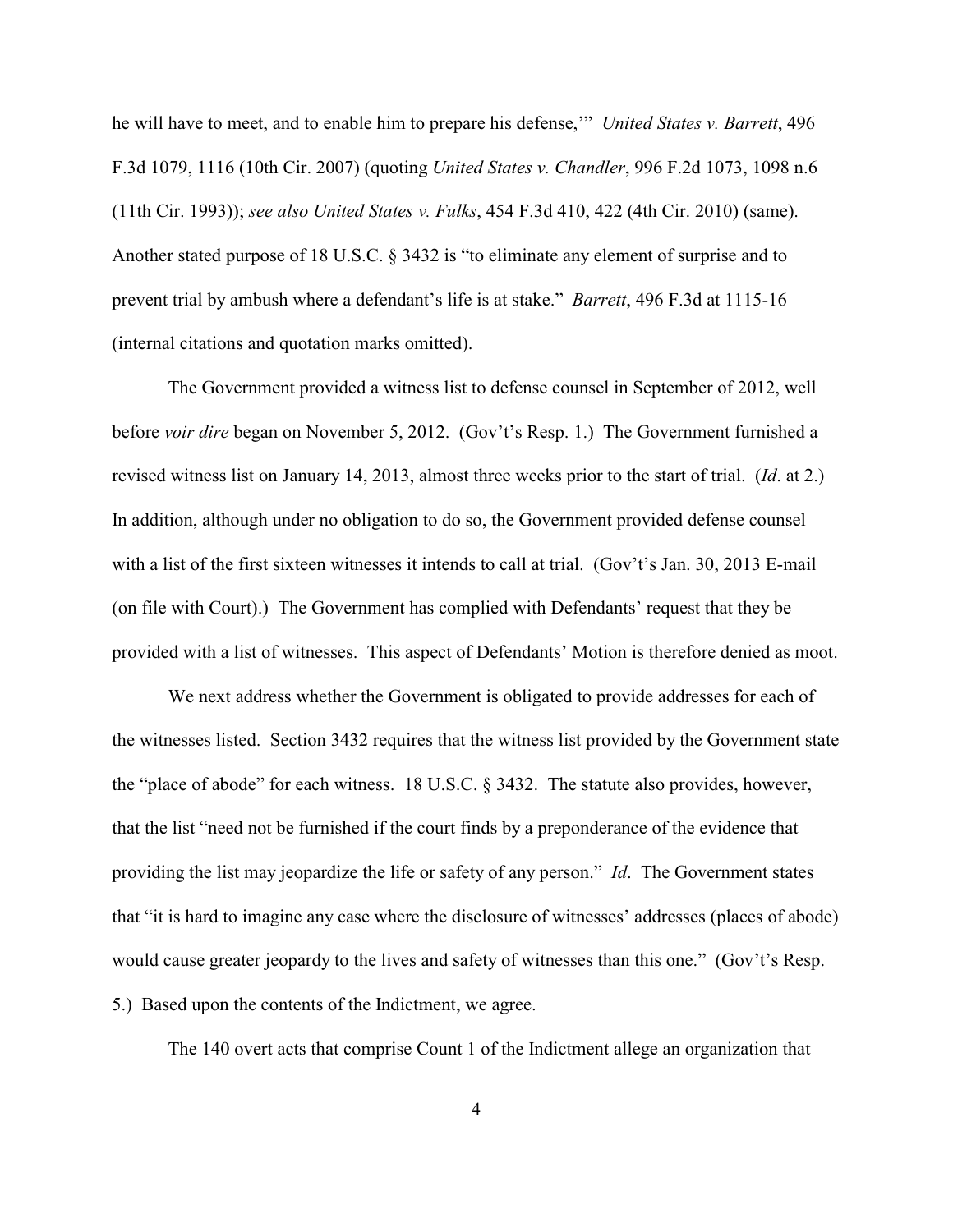he will have to meet, and to enable him to prepare his defense,'" *United States v. Barrett*, 496 F.3d 1079, 1116 (10th Cir. 2007) (quoting *United States v. Chandler*, 996 F.2d 1073, 1098 n.6 (11th Cir. 1993)); *see also United States v. Fulks*, 454 F.3d 410, 422 (4th Cir. 2010) (same). Another stated purpose of 18 U.S.C. § 3432 is "to eliminate any element of surprise and to prevent trial by ambush where a defendant's life is at stake." *Barrett*, 496 F.3d at 1115-16 (internal citations and quotation marks omitted).

The Government provided a witness list to defense counsel in September of 2012, well before *voir dire* began on November 5, 2012. (Gov't's Resp. 1.) The Government furnished a revised witness list on January 14, 2013, almost three weeks prior to the start of trial. (*Id*. at 2.) In addition, although under no obligation to do so, the Government provided defense counsel with a list of the first sixteen witnesses it intends to call at trial. (Gov't's Jan. 30, 2013 E-mail (on file with Court).) The Government has complied with Defendants' request that they be provided with a list of witnesses. This aspect of Defendants' Motion is therefore denied as moot.

We next address whether the Government is obligated to provide addresses for each of the witnesses listed. Section 3432 requires that the witness list provided by the Government state the "place of abode" for each witness. 18 U.S.C. § 3432. The statute also provides, however, that the list "need not be furnished if the court finds by a preponderance of the evidence that providing the list may jeopardize the life or safety of any person." *Id*. The Government states that "it is hard to imagine any case where the disclosure of witnesses' addresses (places of abode) would cause greater jeopardy to the lives and safety of witnesses than this one." (Gov't's Resp. 5.) Based upon the contents of the Indictment, we agree.

The 140 overt acts that comprise Count 1 of the Indictment allege an organization that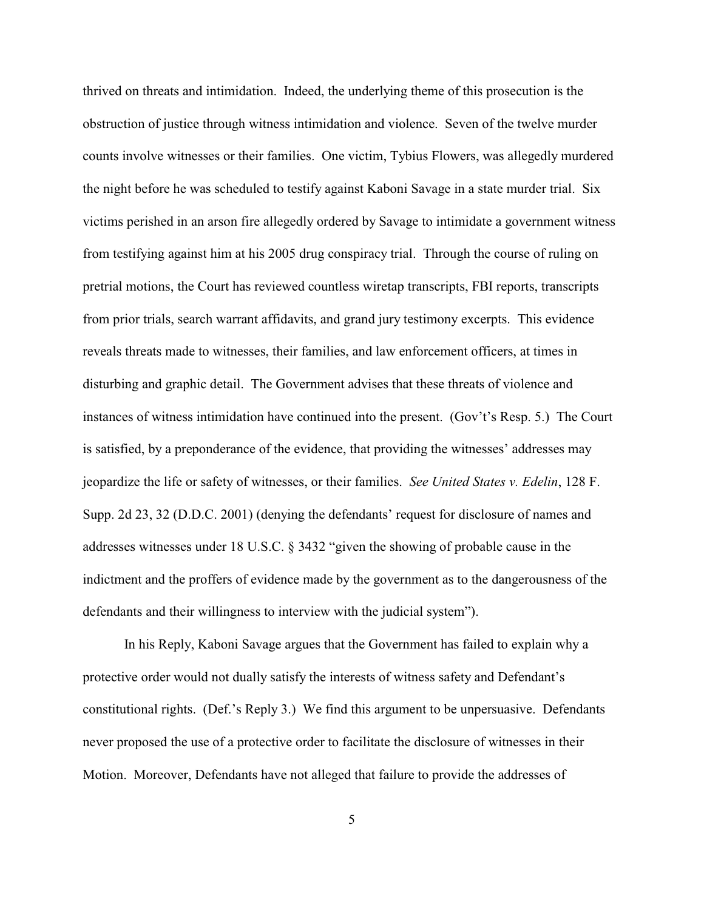thrived on threats and intimidation. Indeed, the underlying theme of this prosecution is the obstruction of justice through witness intimidation and violence. Seven of the twelve murder counts involve witnesses or their families. One victim, Tybius Flowers, was allegedly murdered the night before he was scheduled to testify against Kaboni Savage in a state murder trial. Six victims perished in an arson fire allegedly ordered by Savage to intimidate a government witness from testifying against him at his 2005 drug conspiracy trial. Through the course of ruling on pretrial motions, the Court has reviewed countless wiretap transcripts, FBI reports, transcripts from prior trials, search warrant affidavits, and grand jury testimony excerpts. This evidence reveals threats made to witnesses, their families, and law enforcement officers, at times in disturbing and graphic detail. The Government advises that these threats of violence and instances of witness intimidation have continued into the present. (Gov't's Resp. 5.) The Court is satisfied, by a preponderance of the evidence, that providing the witnesses' addresses may jeopardize the life or safety of witnesses, or their families. *See United States v. Edelin*, 128 F. Supp. 2d 23, 32 (D.D.C. 2001) (denying the defendants' request for disclosure of names and addresses witnesses under 18 U.S.C. § 3432 "given the showing of probable cause in the indictment and the proffers of evidence made by the government as to the dangerousness of the defendants and their willingness to interview with the judicial system").

In his Reply, Kaboni Savage argues that the Government has failed to explain why a protective order would not dually satisfy the interests of witness safety and Defendant's constitutional rights. (Def.'s Reply 3.) We find this argument to be unpersuasive. Defendants never proposed the use of a protective order to facilitate the disclosure of witnesses in their Motion. Moreover, Defendants have not alleged that failure to provide the addresses of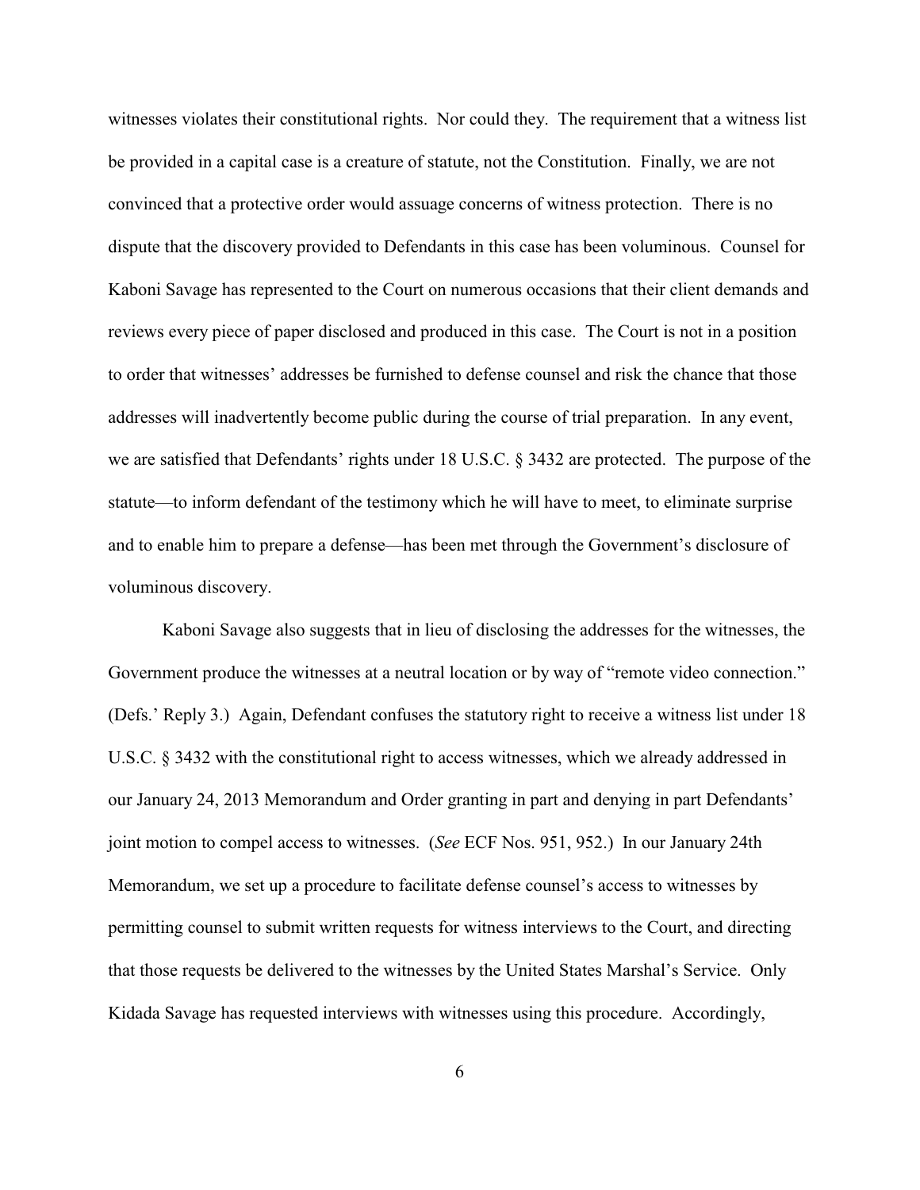witnesses violates their constitutional rights. Nor could they. The requirement that a witness list be provided in a capital case is a creature of statute, not the Constitution. Finally, we are not convinced that a protective order would assuage concerns of witness protection. There is no dispute that the discovery provided to Defendants in this case has been voluminous. Counsel for Kaboni Savage has represented to the Court on numerous occasions that their client demands and reviews every piece of paper disclosed and produced in this case. The Court is not in a position to order that witnesses' addresses be furnished to defense counsel and risk the chance that those addresses will inadvertently become public during the course of trial preparation. In any event, we are satisfied that Defendants' rights under 18 U.S.C. § 3432 are protected. The purpose of the statute—to inform defendant of the testimony which he will have to meet, to eliminate surprise and to enable him to prepare a defense—has been met through the Government's disclosure of voluminous discovery.

Kaboni Savage also suggests that in lieu of disclosing the addresses for the witnesses, the Government produce the witnesses at a neutral location or by way of "remote video connection." (Defs.' Reply 3.) Again, Defendant confuses the statutory right to receive a witness list under 18 U.S.C. § 3432 with the constitutional right to access witnesses, which we already addressed in our January 24, 2013 Memorandum and Order granting in part and denying in part Defendants' joint motion to compel access to witnesses. (*See* ECF Nos. 951, 952.) In our January 24th Memorandum, we set up a procedure to facilitate defense counsel's access to witnesses by permitting counsel to submit written requests for witness interviews to the Court, and directing that those requests be delivered to the witnesses by the United States Marshal's Service. Only Kidada Savage has requested interviews with witnesses using this procedure. Accordingly,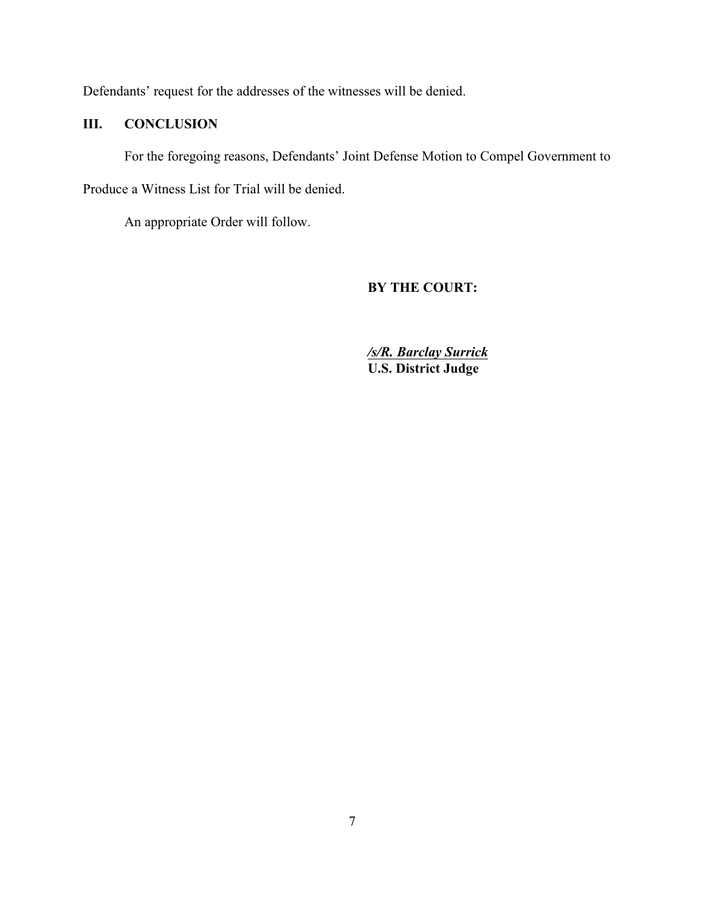Defendants' request for the addresses of the witnesses will be denied.

## III. CONCLUSION

For the foregoing reasons, Defendants' Joint Defense Motion to Compel Government to Produce a Witness List for Trial will be denied.

An appropriate Order will follow.

**BY THE COURT:**

***/s/R. Barclay Surrick***
**U.S. District Judge**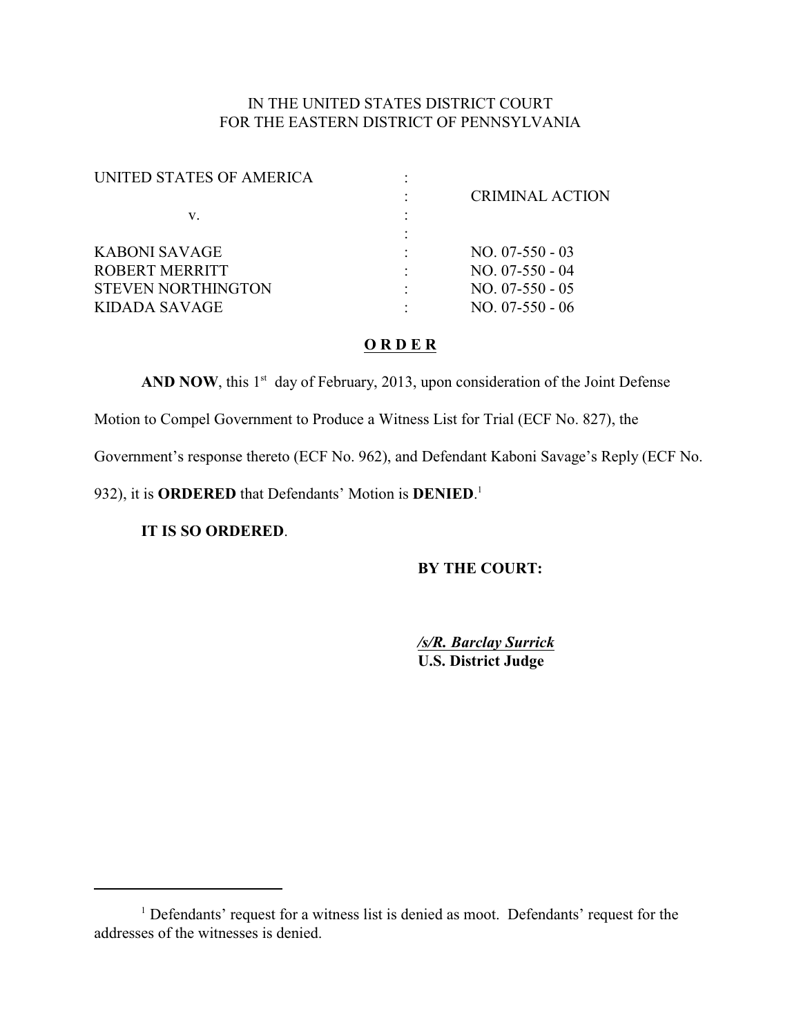IN THE UNITED STATES DISTRICT COURT
FOR THE EASTERN DISTRICT OF PENNSYLVANIA

| | | |
|---|---|---|
| UNITED STATES OF AMERICA | : | |
| | : | CRIMINAL ACTION |
| v. | : | |
| | : | |
| KABONI SAVAGE | : | NO. 07-550 - 03 |
| ROBERT MERRITT | : | NO. 07-550 - 04 |
| STEVEN NORTHINGTON | : | NO. 07-550 - 05 |
| KIDADA SAVAGE | : | NO. 07-550 - 06 |

**O R D E R**

**AND NOW**, this 1st day of February, 2013, upon consideration of the Joint Defense Motion to Compel Government to Produce a Witness List for Trial (ECF No. 827), the Government's response thereto (ECF No. 962), and Defendant Kaboni Savage's Reply (ECF No. 932), it is **ORDERED** that Defendants' Motion is **DENIED**.[1]

**IT IS SO ORDERED**.

**BY THE COURT:**

***/s/R. Barclay Surrick***
**U.S. District Judge**

[1] Defendants' request for a witness list is denied as moot. Defendants' request for the addresses of the witnesses is denied.